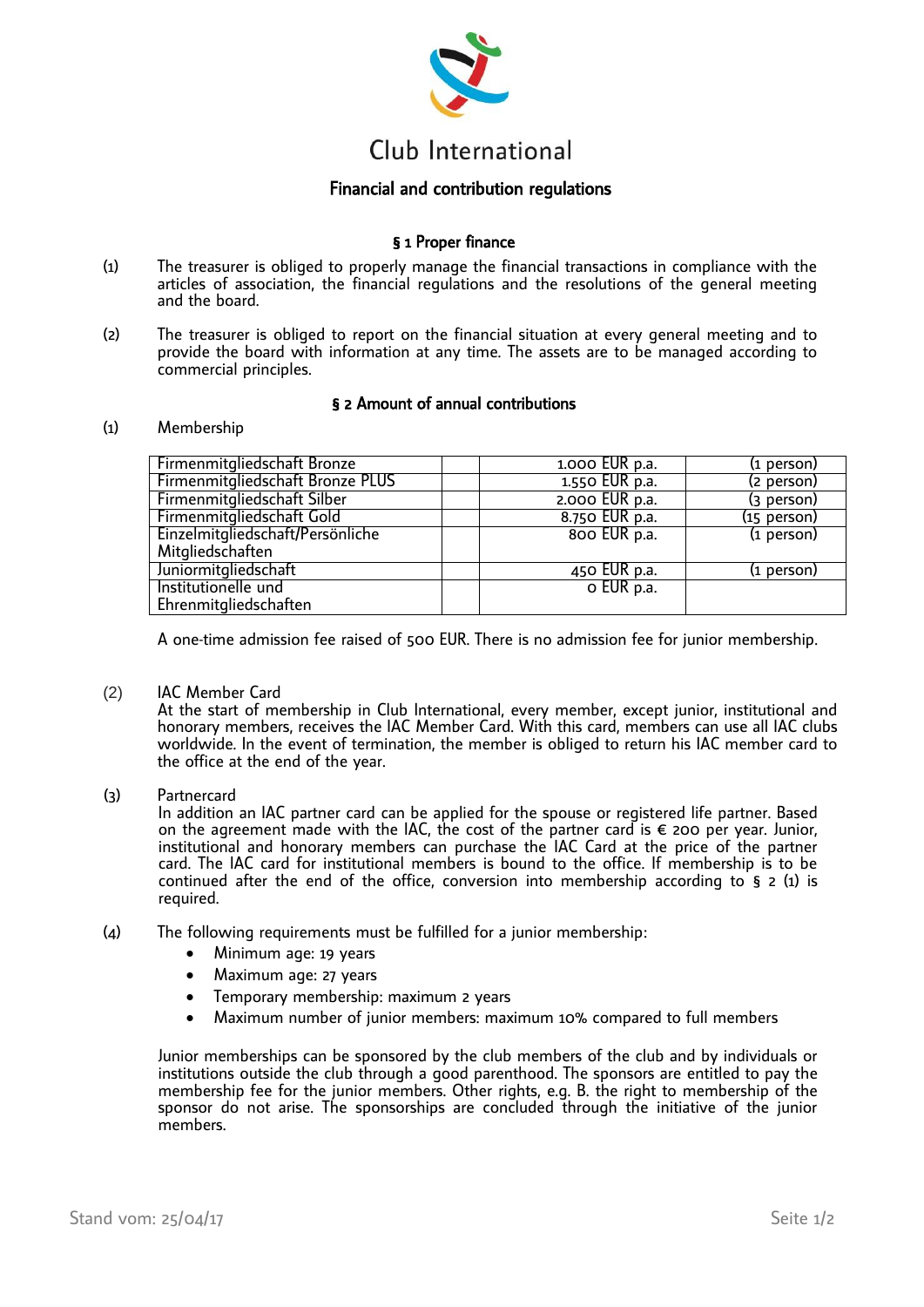# Club International

## Financial and contribution regulations

### § 1 Proper finance

(1) The treasurer is obliged to properly manage the financial transactions in compliance with the articles of association, the financial regulations and the resolutions of the general meeting and the board.

(2) The treasurer is obliged to report on the financial situation at every general meeting and to provide the board with information at any time. The assets are to be managed according to commercial principles.

### § 2 Amount of annual contributions

(1) Membership

| | | | |
|---|---|---|---|
| Firmenmitgliedschaft Bronze | | 1.000 EUR p.a. | (1 person) |
| Firmenmitgliedschaft Bronze PLUS | | 1.550 EUR p.a. | (2 person) |
| Firmenmitgliedschaft Silber | | 2.000 EUR p.a. | (3 person) |
| Firmenmitgliedschaft Gold | | 8.750 EUR p.a. | (15 person) |
| Einzelmitgliedschaft/Persönliche Mitgliedschaften | | 800 EUR p.a. | (1 person) |
| Juniormitgliedschaft | | 450 EUR p.a. | (1 person) |
| Institutionelle und Ehrenmitgliedschaften | | 0 EUR p.a. | |

A one-time admission fee raised of 500 EUR. There is no admission fee for junior membership.

(2) IAC Member Card
At the start of membership in Club International, every member, except junior, institutional and honorary members, receives the IAC Member Card. With this card, members can use all IAC clubs worldwide. In the event of termination, the member is obliged to return his IAC member card to the office at the end of the year.

(3) Partnercard
In addition an IAC partner card can be applied for the spouse or registered life partner. Based on the agreement made with the IAC, the cost of the partner card is € 200 per year. Junior, institutional and honorary members can purchase the IAC Card at the price of the partner card. The IAC card for institutional members is bound to the office. If membership is to be continued after the end of the office, conversion into membership according to § 2 (1) is required.

(4) The following requirements must be fulfilled for a junior membership:

- Minimum age: 19 years
- Maximum age: 27 years
- Temporary membership: maximum 2 years
- Maximum number of junior members: maximum 10% compared to full members

Junior memberships can be sponsored by the club members of the club and by individuals or institutions outside the club through a good parenthood. The sponsors are entitled to pay the membership fee for the junior members. Other rights, e.g. B. the right to membership of the sponsor do not arise. The sponsorships are concluded through the initiative of the junior members.

Stand vom: 25/04/17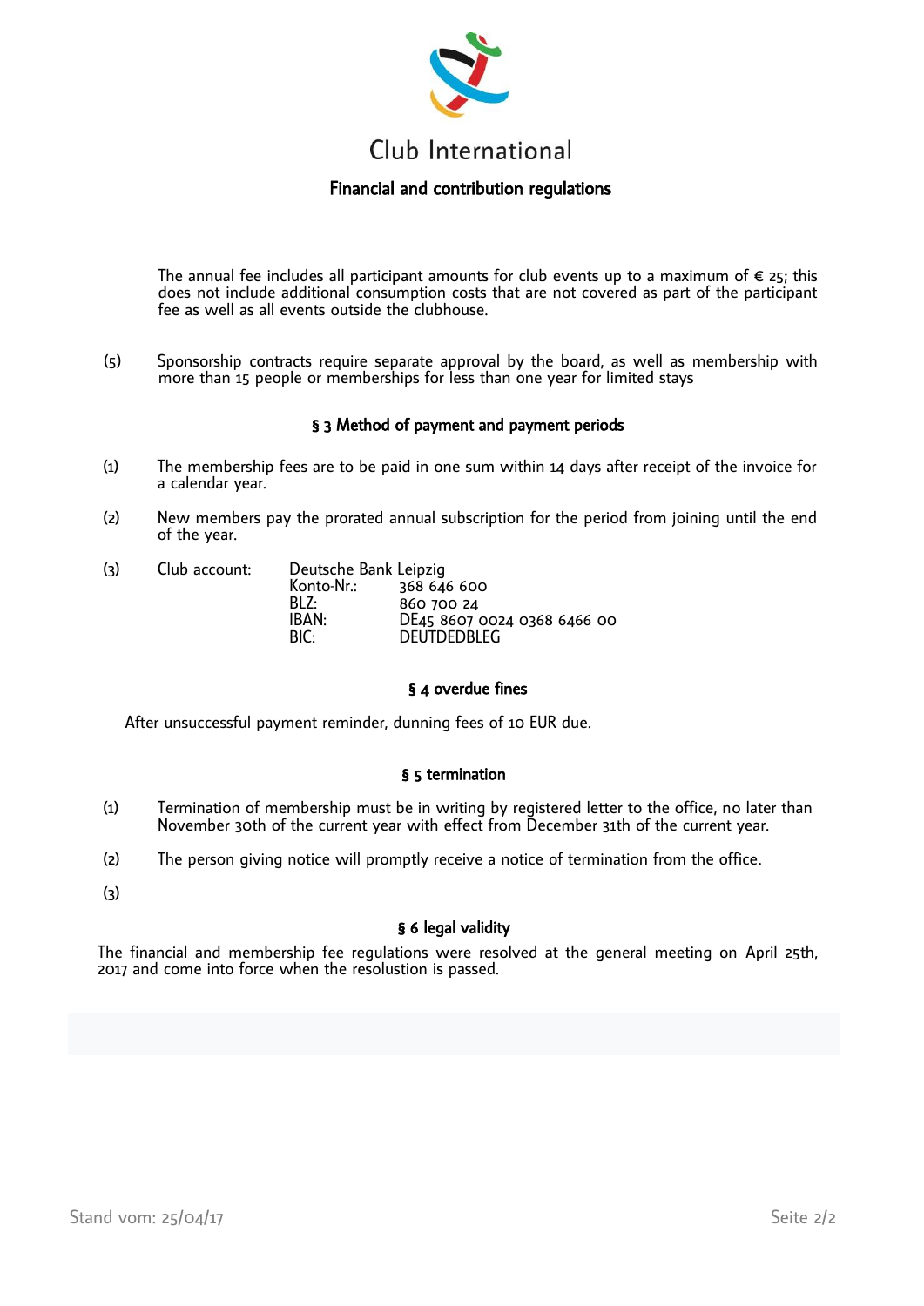# Club International

## Financial and contribution regulations

The annual fee includes all participant amounts for club events up to a maximum of € 25; this does not include additional consumption costs that are not covered as part of the participant fee as well as all events outside the clubhouse.

(5) Sponsorship contracts require separate approval by the board, as well as membership with more than 15 people or memberships for less than one year for limited stays

### § 3 Method of payment and payment periods

(1) The membership fees are to be paid in one sum within 14 days after receipt of the invoice for a calendar year.

(2) New members pay the prorated annual subscription for the period from joining until the end of the year.

(3) Club account: Deutsche Bank Leipzig

| | |
|---|---|
| Konto-Nr.: | 368 646 600 |
| BLZ: | 860 700 24 |
| IBAN: | DE45 8607 0024 0368 6466 00 |
| BIC: | DEUTDEDBLEG |

### § 4 overdue fines

After unsuccessful payment reminder, dunning fees of 10 EUR due.

### § 5 termination

(1) Termination of membership must be in writing by registered letter to the office, no later than November 30th of the current year with effect from December 31th of the current year.

(2) The person giving notice will promptly receive a notice of termination from the office.

(3)

### § 6 legal validity

The financial and membership fee regulations were resolved at the general meeting on April 25th, 2017 and come into force when the resolustion is passed.